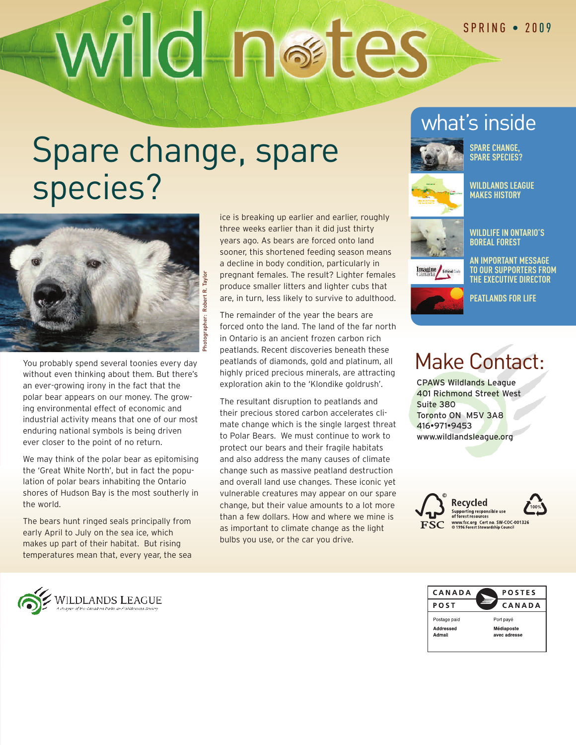# wild notes

SPRING • 2009

## Spare change, spare species?

Photographer: Robert R. Taylor

You probably spend several toonies every day without even thinking about them. But there's an ever-growing irony in the fact that the polar bear appears on our money. The growing environmental effect of economic and industrial activity means that one of our most enduring national symbols is being driven ever closer to the point of no return.

We may think of the polar bear as epitomising the 'Great White North', but in fact the population of polar bears inhabiting the Ontario shores of Hudson Bay is the most southerly in the world.

The bears hunt ringed seals principally from early April to July on the sea ice, which makes up part of their habitat. But rising temperatures mean that, every year, the sea ice is breaking up earlier and earlier, roughly three weeks earlier than it did just thirty years ago. As bears are forced onto land sooner, this shortened feeding season means a decline in body condition, particularly in pregnant females. The result? Lighter females produce smaller litters and lighter cubs that are, in turn, less likely to survive to adulthood.

The remainder of the year the bears are forced onto the land. The land of the far north in Ontario is an ancient frozen carbon rich peatlands. Recent discoveries beneath these peatlands of diamonds, gold and platinum, all highly priced precious minerals, are attracting exploration akin to the 'Klondike goldrush'.

The resultant disruption to peatlands and their precious stored carbon accelerates climate change which is the single largest threat to Polar Bears. We must continue to work to protect our bears and their fragile habitats and also address the many causes of climate change such as massive peatland destruction and overall land use changes. These iconic yet vulnerable creatures may appear on our spare change, but their value amounts to a lot more than a few dollars. How and where we mine is as important to climate change as the light bulbs you use, or the car you drive.

## what's inside

- SPARE CHANGE, SPARE SPECIES?
- WILDLANDS LEAGUE MAKES HISTORY
- WILDLIFE IN ONTARIO'S BOREAL FOREST
- AN IMPORTANT MESSAGE TO OUR SUPPORTERS FROM THE EXECUTIVE DIRECTOR
- PEATLANDS FOR LIFE

## Make Contact:

CPAWS Wildlands League
401 Richmond Street West
Suite 380
Toronto ON M5V 3A8
416•971•9453
www.wildlandsleague.org

FSC Recycled — Supporting responsible use of forest resources — www.fsc.org Cert no. SW-COC-001326 © 1996 Forest Stewardship Council — 100%

WILDLANDS LEAGUE — A chapter of the Canadian Parks and Wilderness Society

| CANADA POST | POSTES CANADA |
|---|---|
| Postage paid | Port payé |
| Addressed Admail | Médiaposte avec adresse |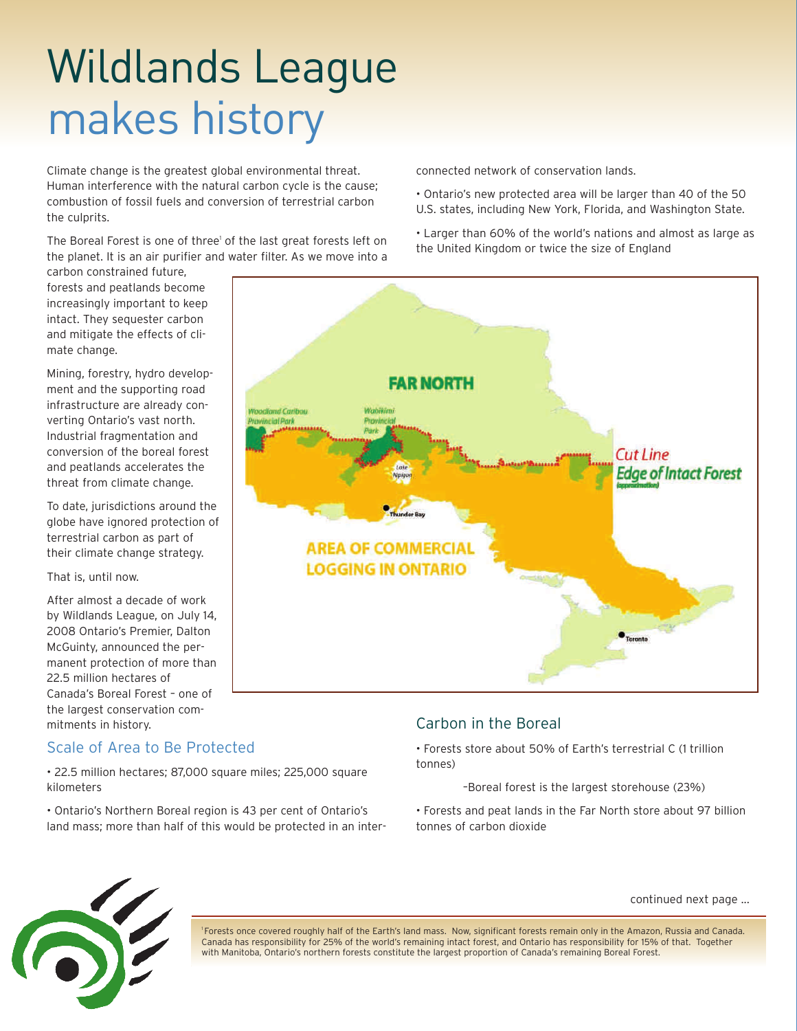# Wildlands League makes history

Climate change is the greatest global environmental threat. Human interference with the natural carbon cycle is the cause; combustion of fossil fuels and conversion of terrestrial carbon the culprits.

The Boreal Forest is one of three[1] of the last great forests left on the planet. It is an air purifier and water filter. As we move into a carbon constrained future, forests and peatlands become increasingly important to keep intact. They sequester carbon and mitigate the effects of climate change.

Mining, forestry, hydro development and the supporting road infrastructure are already converting Ontario's vast north. Industrial fragmentation and conversion of the boreal forest and peatlands accelerates the threat from climate change.

To date, jurisdictions around the globe have ignored protection of terrestrial carbon as part of their climate change strategy.

That is, until now.

After almost a decade of work by Wildlands League, on July 14, 2008 Ontario's Premier, Dalton McGuinty, announced the permanent protection of more than 22.5 million hectares of Canada's Boreal Forest – one of the largest conservation commitments in history.

## Scale of Area to Be Protected

- 22.5 million hectares; 87,000 square miles; 225,000 square kilometers
- Ontario's Northern Boreal region is 43 per cent of Ontario's land mass; more than half of this would be protected in an interconnected network of conservation lands.
- Ontario's new protected area will be larger than 40 of the 50 U.S. states, including New York, Florida, and Washington State.
- Larger than 60% of the world's nations and almost as large as the United Kingdom or twice the size of England

## Carbon in the Boreal

- Forests store about 50% of Earth's terrestrial C (1 trillion tonnes)

  –Boreal forest is the largest storehouse (23%)
- Forests and peat lands in the Far North store about 97 billion tonnes of carbon dioxide

continued next page ...

[1] Forests once covered roughly half of the Earth's land mass. Now, significant forests remain only in the Amazon, Russia and Canada. Canada has responsibility for 25% of the world's remaining intact forest, and Ontario has responsibility for 15% of that. Together with Manitoba, Ontario's northern forests constitute the largest proportion of Canada's remaining Boreal Forest.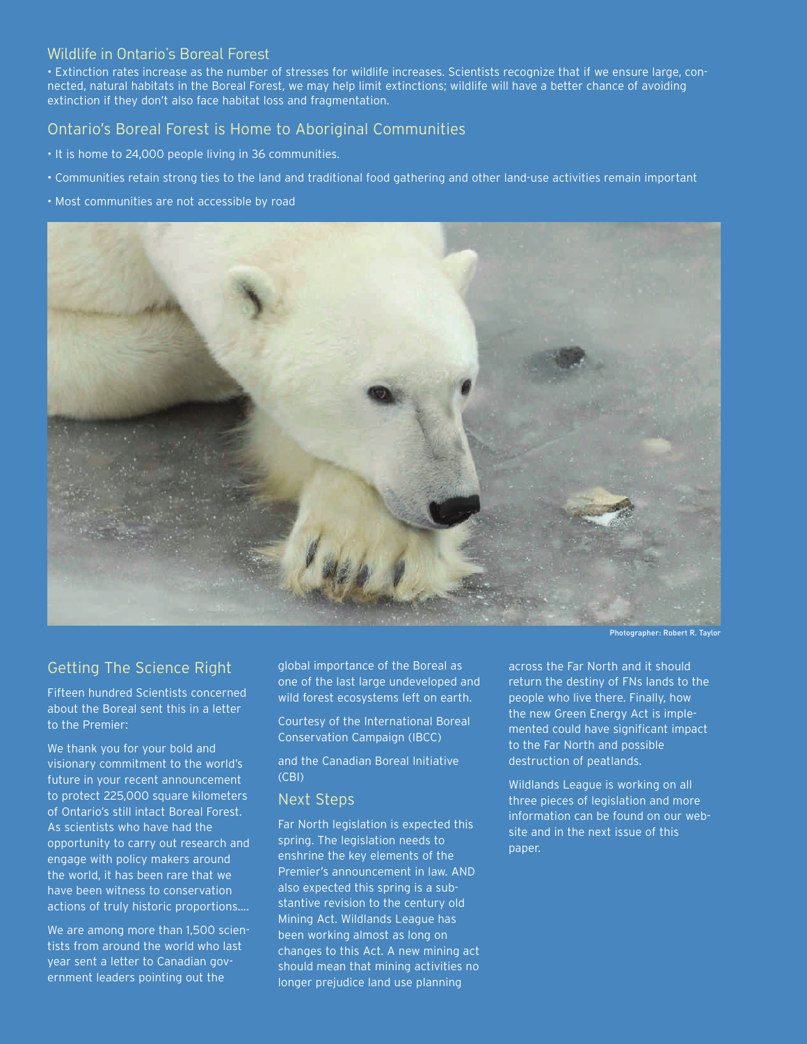## Wildlife in Ontario's Boreal Forest

• Extinction rates increase as the number of stresses for wildlife increases. Scientists recognize that if we ensure large, connected, natural habitats in the Boreal Forest, we may help limit extinctions; wildlife will have a better chance of avoiding extinction if they don't also face habitat loss and fragmentation.

## Ontario's Boreal Forest is Home to Aboriginal Communities

• It is home to 24,000 people living in 36 communities.

• Communities retain strong ties to the land and traditional food gathering and other land-use activities remain important

• Most communities are not accessible by road

Photographer: Robert R. Taylor

## Getting The Science Right

Fifteen hundred Scientists concerned about the Boreal sent this in a letter to the Premier:

We thank you for your bold and visionary commitment to the world's future in your recent announcement to protect 225,000 square kilometers of Ontario's still intact Boreal Forest. As scientists who have had the opportunity to carry out research and engage with policy makers around the world, it has been rare that we have been witness to conservation actions of truly historic proportions....

We are among more than 1,500 scientists from around the world who last year sent a letter to Canadian government leaders pointing out the global importance of the Boreal as one of the last large undeveloped and wild forest ecosystems left on earth.

Courtesy of the International Boreal Conservation Campaign (IBCC)

and the Canadian Boreal Initiative (CBI)

## Next Steps

Far North legislation is expected this spring. The legislation needs to enshrine the key elements of the Premier's announcement in law. AND also expected this spring is a substantive revision to the century old Mining Act. Wildlands League has been working almost as long on changes to this Act. A new mining act should mean that mining activities no longer prejudice land use planning across the Far North and it should return the destiny of FNs lands to the people who live there. Finally, how the new Green Energy Act is implemented could have significant impact to the Far North and possible destruction of peatlands.

Wildlands League is working on all three pieces of legislation and more information can be found on our website and in the next issue of this paper.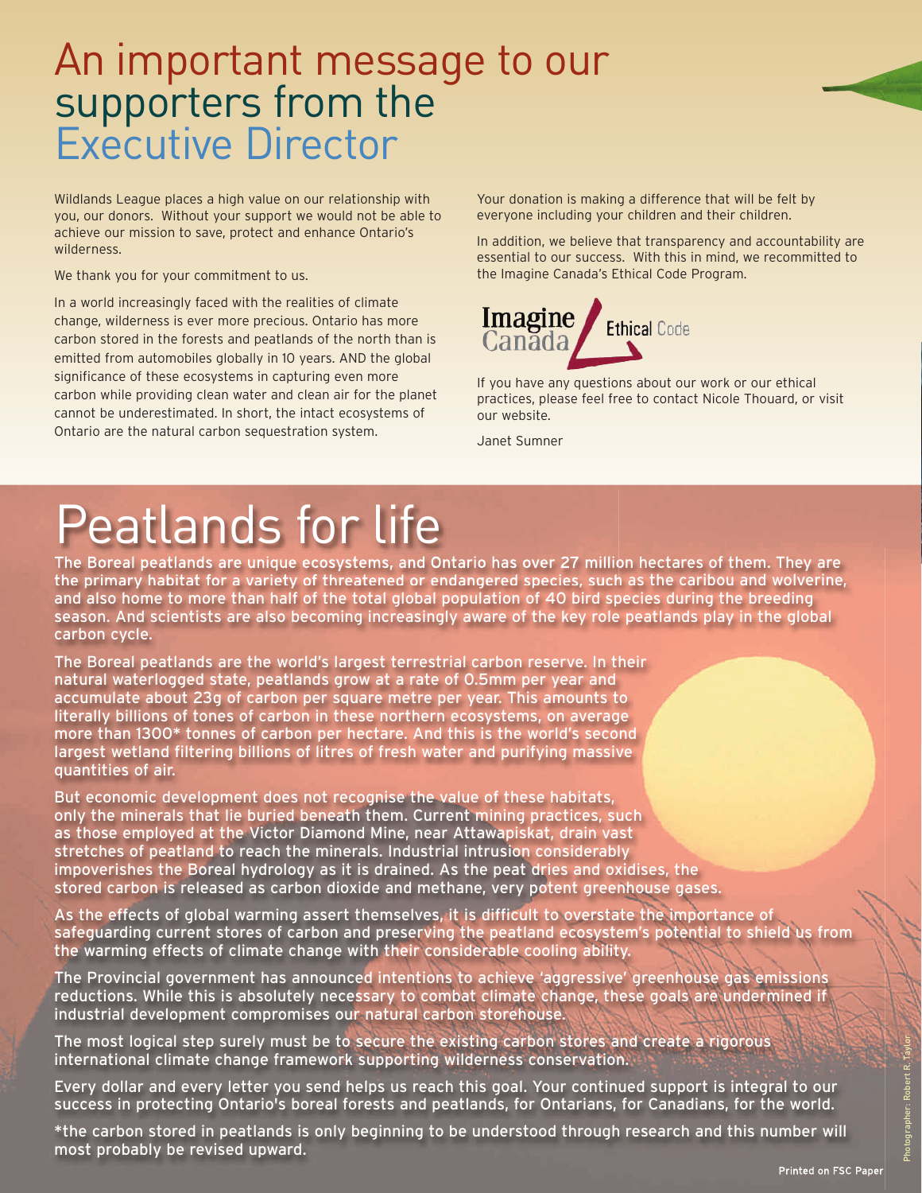# An important message to our supporters from the Executive Director

Wildlands League places a high value on our relationship with you, our donors. Without your support we would not be able to achieve our mission to save, protect and enhance Ontario's wilderness.

We thank you for your commitment to us.

In a world increasingly faced with the realities of climate change, wilderness is ever more precious. Ontario has more carbon stored in the forests and peatlands of the north than is emitted from automobiles globally in 10 years. AND the global significance of these ecosystems in capturing even more carbon while providing clean water and clean air for the planet cannot be underestimated. In short, the intact ecosystems of Ontario are the natural carbon sequestration system.

Your donation is making a difference that will be felt by everyone including your children and their children.

In addition, we believe that transparency and accountability are essential to our success. With this in mind, we recommitted to the Imagine Canada's Ethical Code Program.

Imagine Canada Ethical Code

If you have any questions about our work or our ethical practices, please feel free to contact Nicole Thouard, or visit our website.

Janet Sumner

# Peatlands for life

**The Boreal peatlands are unique ecosystems, and Ontario has over 27 million hectares of them. They are the primary habitat for a variety of threatened or endangered species, such as the caribou and wolverine, and also home to more than half of the total global population of 40 bird species during the breeding season. And scientists are also becoming increasingly aware of the key role peatlands play in the global carbon cycle.**

The Boreal peatlands are the world's largest terrestrial carbon reserve. In their natural waterlogged state, peatlands grow at a rate of 0.5mm per year and accumulate about 23g of carbon per square metre per year. This amounts to literally billions of tones of carbon in these northern ecosystems, on average more than 1300* tonnes of carbon per hectare. And this is the world's second largest wetland filtering billions of litres of fresh water and purifying massive quantities of air.

But economic development does not recognise the value of these habitats, only the minerals that lie buried beneath them. Current mining practices, such as those employed at the Victor Diamond Mine, near Attawapiskat, drain vast stretches of peatland to reach the minerals. Industrial intrusion considerably impoverishes the Boreal hydrology as it is drained. As the peat dries and oxidises, the stored carbon is released as carbon dioxide and methane, very potent greenhouse gases.

As the effects of global warming assert themselves, it is difficult to overstate the importance of safeguarding current stores of carbon and preserving the peatland ecosystem's potential to shield us from the warming effects of climate change with their considerable cooling ability.

The Provincial government has announced intentions to achieve 'aggressive' greenhouse gas emissions reductions. While this is absolutely necessary to combat climate change, these goals are undermined if industrial development compromises our natural carbon storehouse.

The most logical step surely must be to secure the existing carbon stores and create a rigorous international climate change framework supporting wilderness conservation.

Every dollar and every letter you send helps us reach this goal. Your continued support is integral to our success in protecting Ontario's boreal forests and peatlands, for Ontarians, for Canadians, for the world.

*the carbon stored in peatlands is only beginning to be understood through research and this number will most probably be revised upward.

Photographer: Robert R. Taylor

Printed on FSC Paper